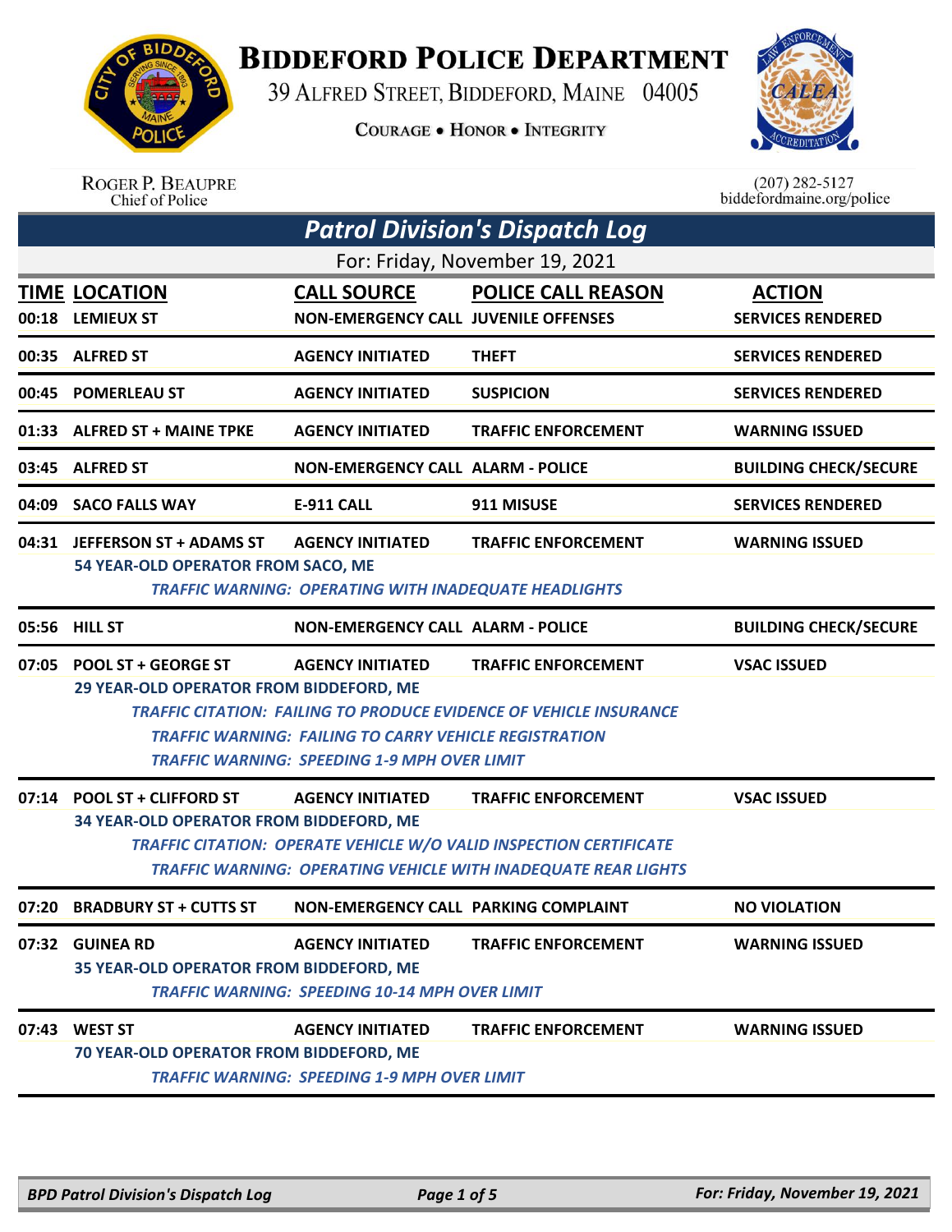# BIDDEFORD POLICE DEPARTMENT

39 ALFRED STREET, BIDDEFORD, MAINE 04005

COURAGE • HONOR • INTEGRITY

ROGER P. BEAUPRE
Chief of Police

(207) 282-5127
biddefordmaine.org/police

## Patrol Division's Dispatch Log

For: Friday, November 19, 2021

| TIME | LOCATION | CALL SOURCE | POLICE CALL REASON | ACTION |
|---|---|---|---|---|
| 00:18 | LEMIEUX ST | NON-EMERGENCY CALL | JUVENILE OFFENSES | SERVICES RENDERED |
| 00:35 | ALFRED ST | AGENCY INITIATED | THEFT | SERVICES RENDERED |
| 00:45 | POMERLEAU ST | AGENCY INITIATED | SUSPICION | SERVICES RENDERED |
| 01:33 | ALFRED ST + MAINE TPKE | AGENCY INITIATED | TRAFFIC ENFORCEMENT | WARNING ISSUED |
| 03:45 | ALFRED ST | NON-EMERGENCY CALL | ALARM - POLICE | BUILDING CHECK/SECURE |
| 04:09 | SACO FALLS WAY | E-911 CALL | 911 MISUSE | SERVICES RENDERED |
| 04:31 | JEFFERSON ST + ADAMS ST | AGENCY INITIATED | TRAFFIC ENFORCEMENT | WARNING ISSUED |
| | 54 YEAR-OLD OPERATOR FROM SACO, ME<br>*TRAFFIC WARNING: OPERATING WITH INADEQUATE HEADLIGHTS* | | | |
| 05:56 | HILL ST | NON-EMERGENCY CALL | ALARM - POLICE | BUILDING CHECK/SECURE |
| 07:05 | POOL ST + GEORGE ST | AGENCY INITIATED | TRAFFIC ENFORCEMENT | VSAC ISSUED |
| | 29 YEAR-OLD OPERATOR FROM BIDDEFORD, ME<br>*TRAFFIC CITATION: FAILING TO PRODUCE EVIDENCE OF VEHICLE INSURANCE*<br>*TRAFFIC WARNING: FAILING TO CARRY VEHICLE REGISTRATION*<br>*TRAFFIC WARNING: SPEEDING 1-9 MPH OVER LIMIT* | | | |
| 07:14 | POOL ST + CLIFFORD ST | AGENCY INITIATED | TRAFFIC ENFORCEMENT | VSAC ISSUED |
| | 34 YEAR-OLD OPERATOR FROM BIDDEFORD, ME<br>*TRAFFIC CITATION: OPERATE VEHICLE W/O VALID INSPECTION CERTIFICATE*<br>*TRAFFIC WARNING: OPERATING VEHICLE WITH INADEQUATE REAR LIGHTS* | | | |
| 07:20 | BRADBURY ST + CUTTS ST | NON-EMERGENCY CALL | PARKING COMPLAINT | NO VIOLATION |
| 07:32 | GUINEA RD | AGENCY INITIATED | TRAFFIC ENFORCEMENT | WARNING ISSUED |
| | 35 YEAR-OLD OPERATOR FROM BIDDEFORD, ME<br>*TRAFFIC WARNING: SPEEDING 10-14 MPH OVER LIMIT* | | | |
| 07:43 | WEST ST | AGENCY INITIATED | TRAFFIC ENFORCEMENT | WARNING ISSUED |
| | 70 YEAR-OLD OPERATOR FROM BIDDEFORD, ME<br>*TRAFFIC WARNING: SPEEDING 1-9 MPH OVER LIMIT* | | | |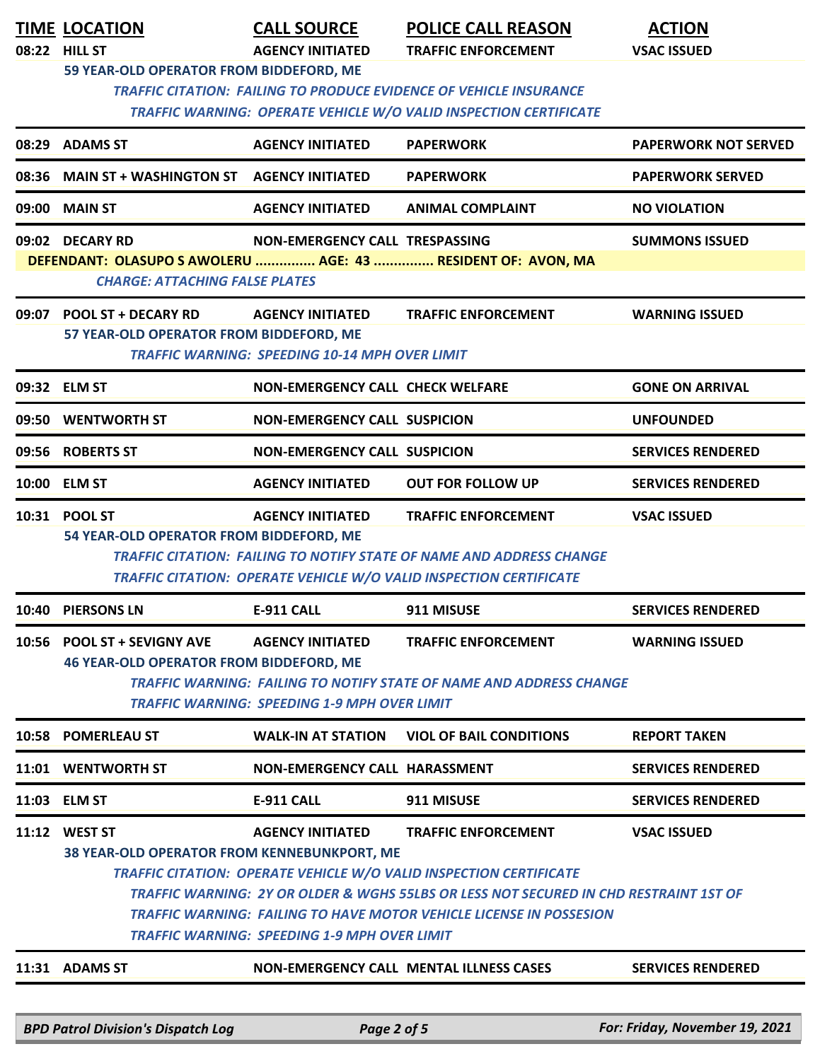| TIME | LOCATION | CALL SOURCE | POLICE CALL REASON | ACTION |
|---|---|---|---|---|
| 08:22 | HILL ST | AGENCY INITIATED | TRAFFIC ENFORCEMENT | VSAC ISSUED |

59 YEAR-OLD OPERATOR FROM BIDDEFORD, ME

*TRAFFIC CITATION: FAILING TO PRODUCE EVIDENCE OF VEHICLE INSURANCE*
*TRAFFIC WARNING: OPERATE VEHICLE W/O VALID INSPECTION CERTIFICATE*

| TIME | LOCATION | CALL SOURCE | POLICE CALL REASON | ACTION |
|---|---|---|---|---|
| 08:29 | ADAMS ST | AGENCY INITIATED | PAPERWORK | PAPERWORK NOT SERVED |
| 08:36 | MAIN ST + WASHINGTON ST | AGENCY INITIATED | PAPERWORK | PAPERWORK SERVED |
| 09:00 | MAIN ST | AGENCY INITIATED | ANIMAL COMPLAINT | NO VIOLATION |
| 09:02 | DECARY RD | NON-EMERGENCY CALL | TRESPASSING | SUMMONS ISSUED |

**DEFENDANT: OLASUPO S AWOLERU ............... AGE: 43 ............... RESIDENT OF: AVON, MA**

*CHARGE: ATTACHING FALSE PLATES*

| TIME | LOCATION | CALL SOURCE | POLICE CALL REASON | ACTION |
|---|---|---|---|---|
| 09:07 | POOL ST + DECARY RD | AGENCY INITIATED | TRAFFIC ENFORCEMENT | WARNING ISSUED |

57 YEAR-OLD OPERATOR FROM BIDDEFORD, ME

*TRAFFIC WARNING: SPEEDING 10-14 MPH OVER LIMIT*

| TIME | LOCATION | CALL SOURCE | POLICE CALL REASON | ACTION |
|---|---|---|---|---|
| 09:32 | ELM ST | NON-EMERGENCY CALL | CHECK WELFARE | GONE ON ARRIVAL |
| 09:50 | WENTWORTH ST | NON-EMERGENCY CALL | SUSPICION | UNFOUNDED |
| 09:56 | ROBERTS ST | NON-EMERGENCY CALL | SUSPICION | SERVICES RENDERED |
| 10:00 | ELM ST | AGENCY INITIATED | OUT FOR FOLLOW UP | SERVICES RENDERED |
| 10:31 | POOL ST | AGENCY INITIATED | TRAFFIC ENFORCEMENT | VSAC ISSUED |

54 YEAR-OLD OPERATOR FROM BIDDEFORD, ME

*TRAFFIC CITATION: FAILING TO NOTIFY STATE OF NAME AND ADDRESS CHANGE*
*TRAFFIC CITATION: OPERATE VEHICLE W/O VALID INSPECTION CERTIFICATE*

| TIME | LOCATION | CALL SOURCE | POLICE CALL REASON | ACTION |
|---|---|---|---|---|
| 10:40 | PIERSONS LN | E-911 CALL | 911 MISUSE | SERVICES RENDERED |
| 10:56 | POOL ST + SEVIGNY AVE | AGENCY INITIATED | TRAFFIC ENFORCEMENT | WARNING ISSUED |

46 YEAR-OLD OPERATOR FROM BIDDEFORD, ME

*TRAFFIC WARNING: FAILING TO NOTIFY STATE OF NAME AND ADDRESS CHANGE*
*TRAFFIC WARNING: SPEEDING 1-9 MPH OVER LIMIT*

| TIME | LOCATION | CALL SOURCE | POLICE CALL REASON | ACTION |
|---|---|---|---|---|
| 10:58 | POMERLEAU ST | WALK-IN AT STATION | VIOL OF BAIL CONDITIONS | REPORT TAKEN |
| 11:01 | WENTWORTH ST | NON-EMERGENCY CALL | HARASSMENT | SERVICES RENDERED |
| 11:03 | ELM ST | E-911 CALL | 911 MISUSE | SERVICES RENDERED |
| 11:12 | WEST ST | AGENCY INITIATED | TRAFFIC ENFORCEMENT | VSAC ISSUED |

38 YEAR-OLD OPERATOR FROM KENNEBUNKPORT, ME

*TRAFFIC CITATION: OPERATE VEHICLE W/O VALID INSPECTION CERTIFICATE*
*TRAFFIC WARNING: 2Y OR OLDER & WGHS 55LBS OR LESS NOT SECURED IN CHD RESTRAINT 1ST OF*
*TRAFFIC WARNING: FAILING TO HAVE MOTOR VEHICLE LICENSE IN POSSESION*
*TRAFFIC WARNING: SPEEDING 1-9 MPH OVER LIMIT*

| TIME | LOCATION | CALL SOURCE | POLICE CALL REASON | ACTION |
|---|---|---|---|---|
| 11:31 | ADAMS ST | NON-EMERGENCY CALL | MENTAL ILLNESS CASES | SERVICES RENDERED |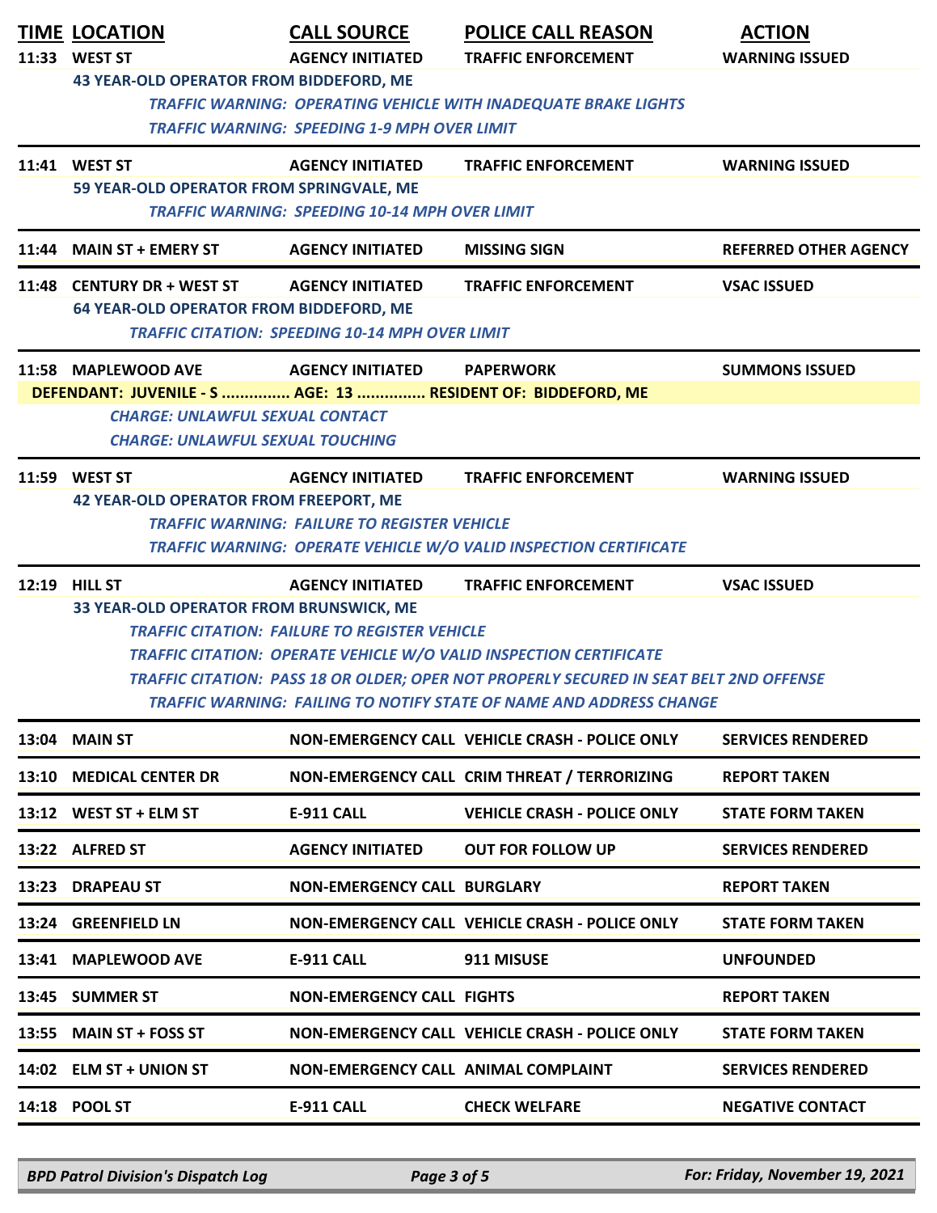| TIME | LOCATION | CALL SOURCE | POLICE CALL REASON | ACTION |
|---|---|---|---|---|
| 11:33 | WEST ST | AGENCY INITIATED | TRAFFIC ENFORCEMENT | WARNING ISSUED |

43 YEAR-OLD OPERATOR FROM BIDDEFORD, ME

*TRAFFIC WARNING: OPERATING VEHICLE WITH INADEQUATE BRAKE LIGHTS*

*TRAFFIC WARNING: SPEEDING 1-9 MPH OVER LIMIT*

| TIME | LOCATION | CALL SOURCE | POLICE CALL REASON | ACTION |
|---|---|---|---|---|
| 11:41 | WEST ST | AGENCY INITIATED | TRAFFIC ENFORCEMENT | WARNING ISSUED |

59 YEAR-OLD OPERATOR FROM SPRINGVALE, ME

*TRAFFIC WARNING: SPEEDING 10-14 MPH OVER LIMIT*

| TIME | LOCATION | CALL SOURCE | POLICE CALL REASON | ACTION |
|---|---|---|---|---|
| 11:44 | MAIN ST + EMERY ST | AGENCY INITIATED | MISSING SIGN | REFERRED OTHER AGENCY |
| 11:48 | CENTURY DR + WEST ST | AGENCY INITIATED | TRAFFIC ENFORCEMENT | VSAC ISSUED |

64 YEAR-OLD OPERATOR FROM BIDDEFORD, ME

*TRAFFIC CITATION: SPEEDING 10-14 MPH OVER LIMIT*

| TIME | LOCATION | CALL SOURCE | POLICE CALL REASON | ACTION |
|---|---|---|---|---|
| 11:58 | MAPLEWOOD AVE | AGENCY INITIATED | PAPERWORK | SUMMONS ISSUED |

DEFENDANT: JUVENILE - S ............... AGE: 13 ............... RESIDENT OF: BIDDEFORD, ME

*CHARGE: UNLAWFUL SEXUAL CONTACT*

*CHARGE: UNLAWFUL SEXUAL TOUCHING*

| TIME | LOCATION | CALL SOURCE | POLICE CALL REASON | ACTION |
|---|---|---|---|---|
| 11:59 | WEST ST | AGENCY INITIATED | TRAFFIC ENFORCEMENT | WARNING ISSUED |

42 YEAR-OLD OPERATOR FROM FREEPORT, ME

*TRAFFIC WARNING: FAILURE TO REGISTER VEHICLE*

*TRAFFIC WARNING: OPERATE VEHICLE W/O VALID INSPECTION CERTIFICATE*

| TIME | LOCATION | CALL SOURCE | POLICE CALL REASON | ACTION |
|---|---|---|---|---|
| 12:19 | HILL ST | AGENCY INITIATED | TRAFFIC ENFORCEMENT | VSAC ISSUED |

33 YEAR-OLD OPERATOR FROM BRUNSWICK, ME

*TRAFFIC CITATION: FAILURE TO REGISTER VEHICLE*

*TRAFFIC CITATION: OPERATE VEHICLE W/O VALID INSPECTION CERTIFICATE*

*TRAFFIC CITATION: PASS 18 OR OLDER; OPER NOT PROPERLY SECURED IN SEAT BELT 2ND OFFENSE*

*TRAFFIC WARNING: FAILING TO NOTIFY STATE OF NAME AND ADDRESS CHANGE*

| TIME | LOCATION | CALL SOURCE | POLICE CALL REASON | ACTION |
|---|---|---|---|---|
| 13:04 | MAIN ST | NON-EMERGENCY CALL | VEHICLE CRASH - POLICE ONLY | SERVICES RENDERED |
| 13:10 | MEDICAL CENTER DR | NON-EMERGENCY CALL | CRIM THREAT / TERRORIZING | REPORT TAKEN |
| 13:12 | WEST ST + ELM ST | E-911 CALL | VEHICLE CRASH - POLICE ONLY | STATE FORM TAKEN |
| 13:22 | ALFRED ST | AGENCY INITIATED | OUT FOR FOLLOW UP | SERVICES RENDERED |
| 13:23 | DRAPEAU ST | NON-EMERGENCY CALL | BURGLARY | REPORT TAKEN |
| 13:24 | GREENFIELD LN | NON-EMERGENCY CALL | VEHICLE CRASH - POLICE ONLY | STATE FORM TAKEN |
| 13:41 | MAPLEWOOD AVE | E-911 CALL | 911 MISUSE | UNFOUNDED |
| 13:45 | SUMMER ST | NON-EMERGENCY CALL | FIGHTS | REPORT TAKEN |
| 13:55 | MAIN ST + FOSS ST | NON-EMERGENCY CALL | VEHICLE CRASH - POLICE ONLY | STATE FORM TAKEN |
| 14:02 | ELM ST + UNION ST | NON-EMERGENCY CALL | ANIMAL COMPLAINT | SERVICES RENDERED |
| 14:18 | POOL ST | E-911 CALL | CHECK WELFARE | NEGATIVE CONTACT |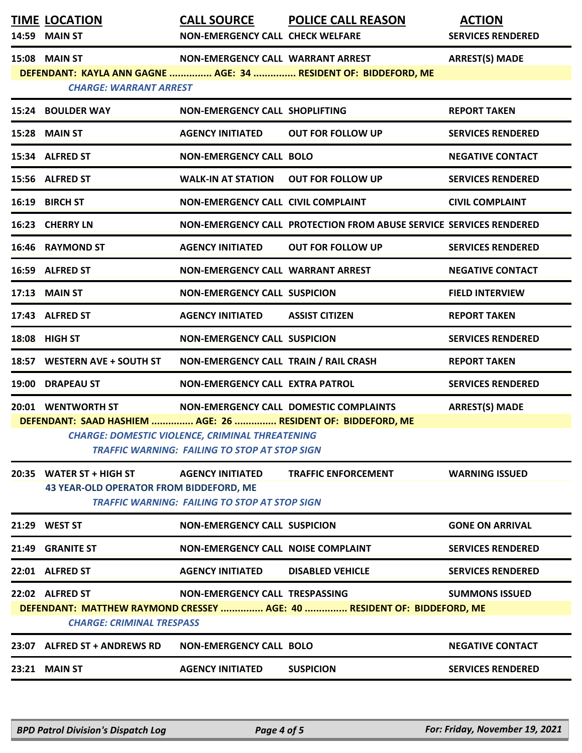| TIME | LOCATION | CALL SOURCE | POLICE CALL REASON | ACTION |
|---|---|---|---|---|
| 14:59 | MAIN ST | NON-EMERGENCY CALL | CHECK WELFARE | SERVICES RENDERED |
| 15:08 | MAIN ST | NON-EMERGENCY CALL | WARRANT ARREST | ARREST(S) MADE |
| | DEFENDANT: KAYLA ANN GAGNE ............... AGE: 34 ............... RESIDENT OF: BIDDEFORD, ME | | | |
| | *CHARGE: WARRANT ARREST* | | | |
| 15:24 | BOULDER WAY | NON-EMERGENCY CALL | SHOPLIFTING | REPORT TAKEN |
| 15:28 | MAIN ST | AGENCY INITIATED | OUT FOR FOLLOW UP | SERVICES RENDERED |
| 15:34 | ALFRED ST | NON-EMERGENCY CALL | BOLO | NEGATIVE CONTACT |
| 15:56 | ALFRED ST | WALK-IN AT STATION | OUT FOR FOLLOW UP | SERVICES RENDERED |
| 16:19 | BIRCH ST | NON-EMERGENCY CALL | CIVIL COMPLAINT | CIVIL COMPLAINT |
| 16:23 | CHERRY LN | NON-EMERGENCY CALL | PROTECTION FROM ABUSE SERVICE | SERVICES RENDERED |
| 16:46 | RAYMOND ST | AGENCY INITIATED | OUT FOR FOLLOW UP | SERVICES RENDERED |
| 16:59 | ALFRED ST | NON-EMERGENCY CALL | WARRANT ARREST | NEGATIVE CONTACT |
| 17:13 | MAIN ST | NON-EMERGENCY CALL | SUSPICION | FIELD INTERVIEW |
| 17:43 | ALFRED ST | AGENCY INITIATED | ASSIST CITIZEN | REPORT TAKEN |
| 18:08 | HIGH ST | NON-EMERGENCY CALL | SUSPICION | SERVICES RENDERED |
| 18:57 | WESTERN AVE + SOUTH ST | NON-EMERGENCY CALL | TRAIN / RAIL CRASH | REPORT TAKEN |
| 19:00 | DRAPEAU ST | NON-EMERGENCY CALL | EXTRA PATROL | SERVICES RENDERED |
| 20:01 | WENTWORTH ST | NON-EMERGENCY CALL | DOMESTIC COMPLAINTS | ARREST(S) MADE |
| | DEFENDANT: SAAD HASHIEM ............... AGE: 26 ............... RESIDENT OF: BIDDEFORD, ME | | | |
| | *CHARGE: DOMESTIC VIOLENCE, CRIMINAL THREATENING* | | | |
| | *TRAFFIC WARNING: FAILING TO STOP AT STOP SIGN* | | | |
| 20:35 | WATER ST + HIGH ST | AGENCY INITIATED | TRAFFIC ENFORCEMENT | WARNING ISSUED |
| | 43 YEAR-OLD OPERATOR FROM BIDDEFORD, ME | | | |
| | *TRAFFIC WARNING: FAILING TO STOP AT STOP SIGN* | | | |
| 21:29 | WEST ST | NON-EMERGENCY CALL | SUSPICION | GONE ON ARRIVAL |
| 21:49 | GRANITE ST | NON-EMERGENCY CALL | NOISE COMPLAINT | SERVICES RENDERED |
| 22:01 | ALFRED ST | AGENCY INITIATED | DISABLED VEHICLE | SERVICES RENDERED |
| 22:02 | ALFRED ST | NON-EMERGENCY CALL | TRESPASSING | SUMMONS ISSUED |
| | DEFENDANT: MATTHEW RAYMOND CRESSEY ............... AGE: 40 ............... RESIDENT OF: BIDDEFORD, ME | | | |
| | *CHARGE: CRIMINAL TRESPASS* | | | |
| 23:07 | ALFRED ST + ANDREWS RD | NON-EMERGENCY CALL | BOLO | NEGATIVE CONTACT |
| 23:21 | MAIN ST | AGENCY INITIATED | SUSPICION | SERVICES RENDERED |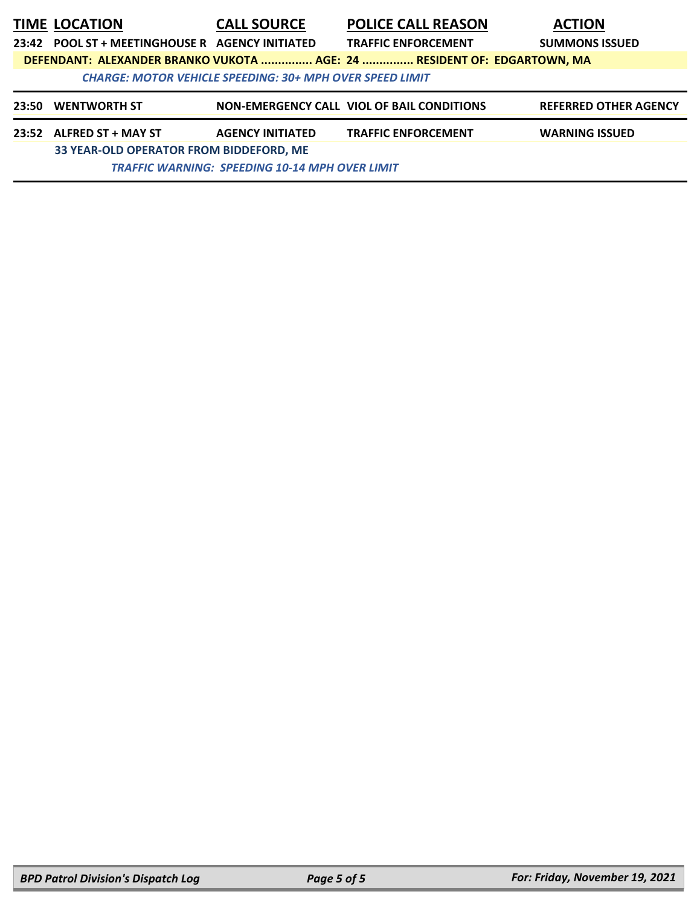| TIME | LOCATION | CALL SOURCE | POLICE CALL REASON | ACTION |
|---|---|---|---|---|
| 23:42 | POOL ST + MEETINGHOUSE R | AGENCY INITIATED | TRAFFIC ENFORCEMENT | SUMMONS ISSUED |
| | DEFENDANT: ALEXANDER BRANKO VUKOTA ............... AGE: 24 ............... RESIDENT OF: EDGARTOWN, MA | | | |
| | *CHARGE: MOTOR VEHICLE SPEEDING: 30+ MPH OVER SPEED LIMIT* | | | |
| 23:50 | WENTWORTH ST | NON-EMERGENCY CALL | VIOL OF BAIL CONDITIONS | REFERRED OTHER AGENCY |
| 23:52 | ALFRED ST + MAY ST | AGENCY INITIATED | TRAFFIC ENFORCEMENT | WARNING ISSUED |
| | 33 YEAR-OLD OPERATOR FROM BIDDEFORD, ME | | | |
| | *TRAFFIC WARNING: SPEEDING 10-14 MPH OVER LIMIT* | | | |